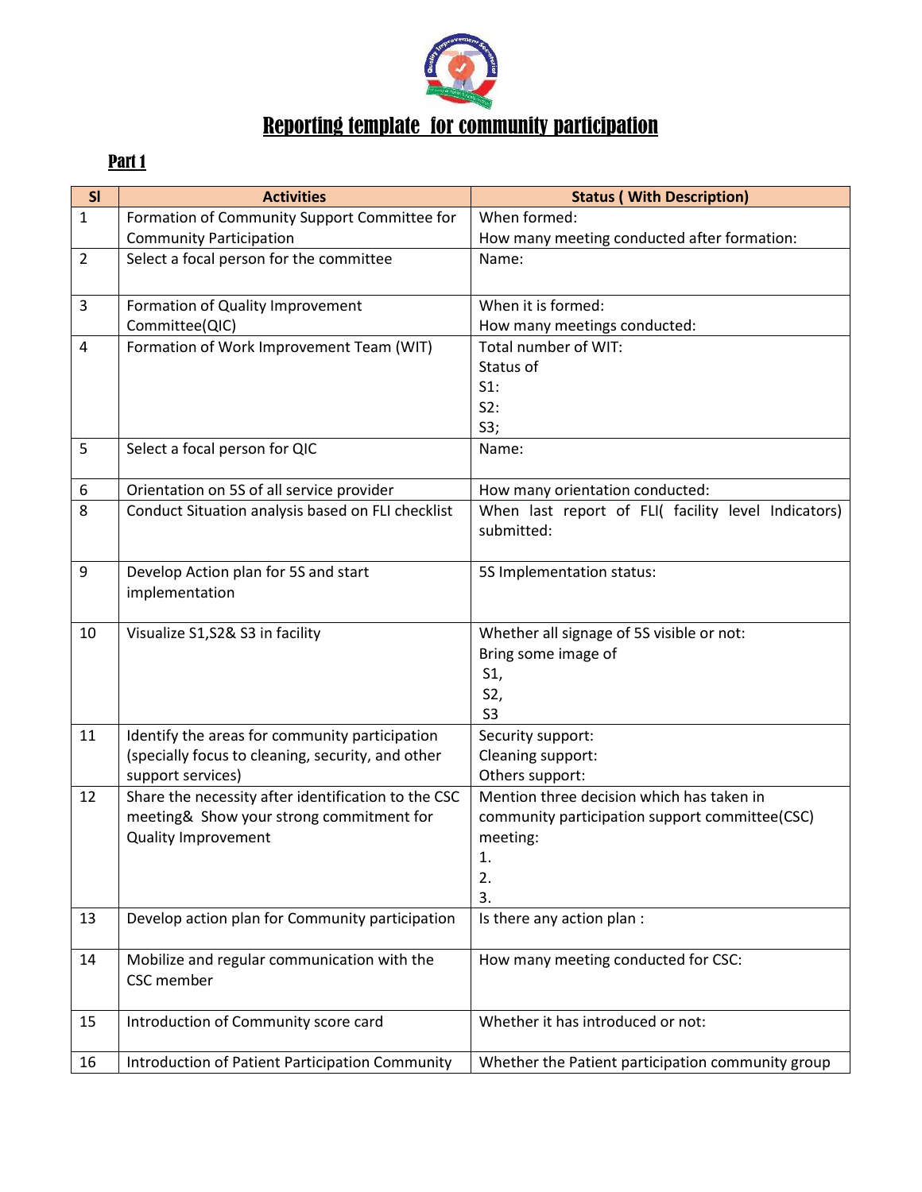# Reporting template for community participation

## Part 1

| Sl | Activities | Status ( With Description) |
|---|---|---|
| 1 | Formation of Community Support Committee for Community Participation | When formed:<br>How many meeting conducted after formation: |
| 2 | Select a focal person for the committee | Name: |
| 3 | Formation of Quality Improvement Committee(QIC) | When it is formed:<br>How many meetings conducted: |
| 4 | Formation of Work Improvement Team (WIT) | Total number of WIT:<br>Status of<br>S1:<br>S2:<br>S3; |
| 5 | Select a focal person for QIC | Name: |
| 6 | Orientation on 5S of all service provider | How many orientation conducted: |
| 8 | Conduct Situation analysis based on FLI checklist | When last report of FLI( facility level Indicators) submitted: |
| 9 | Develop Action plan for 5S and start implementation | 5S Implementation status: |
| 10 | Visualize S1,S2& S3 in facility | Whether all signage of 5S visible or not:<br>Bring some image of<br>S1,<br>S2,<br>S3 |
| 11 | Identify the areas for community participation (specially focus to cleaning, security, and other support services) | Security support:<br>Cleaning support:<br>Others support: |
| 12 | Share the necessity after identification to the CSC meeting& Show your strong commitment for Quality Improvement | Mention three decision which has taken in community participation support committee(CSC) meeting:<br>1.<br>2.<br>3. |
| 13 | Develop action plan for Community participation | Is there any action plan : |
| 14 | Mobilize and regular communication with the CSC member | How many meeting conducted for CSC: |
| 15 | Introduction of Community score card | Whether it has introduced or not: |
| 16 | Introduction of Patient Participation Community | Whether the Patient participation community group |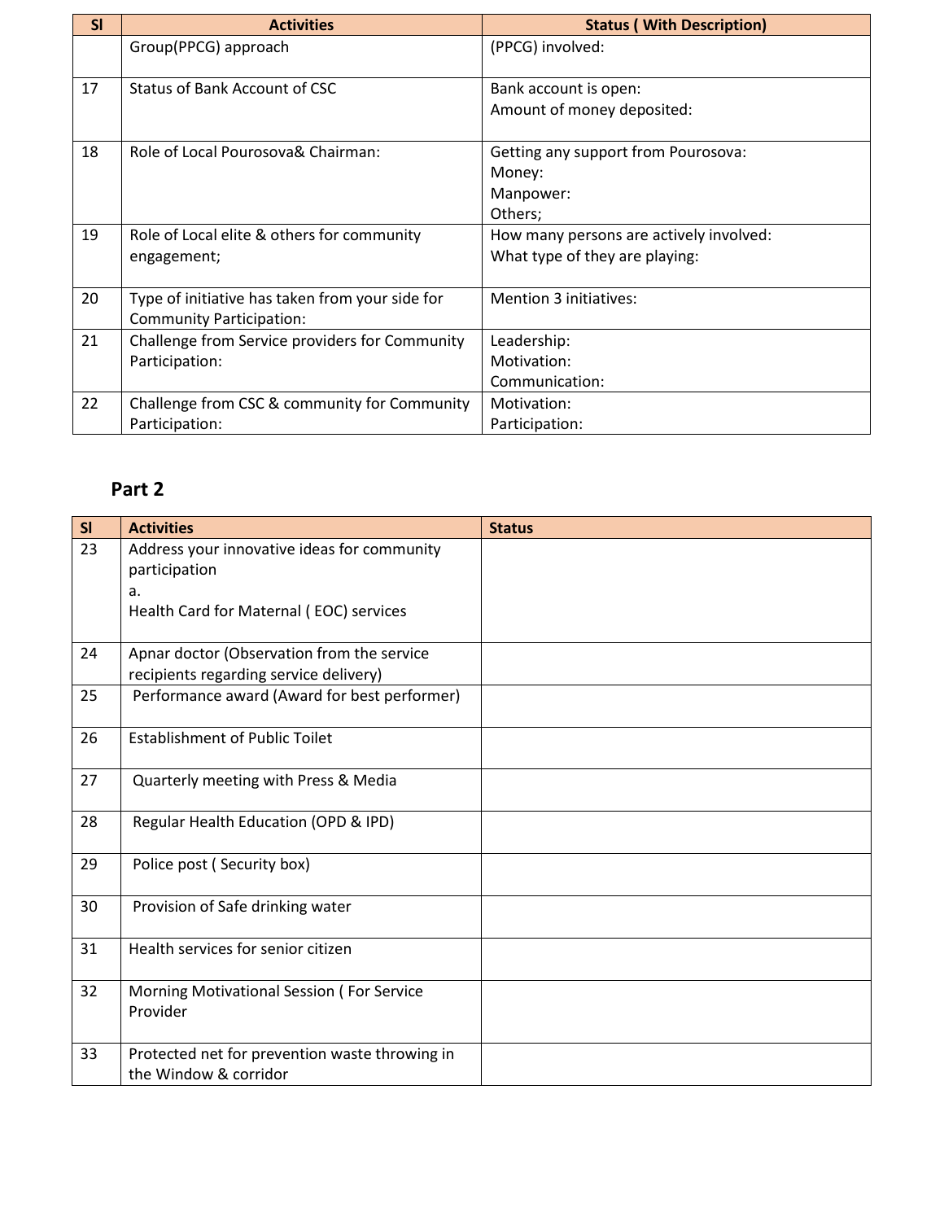| Sl | Activities | Status ( With Description) |
|---|---|---|
| | Group(PPCG) approach | (PPCG) involved: |
| 17 | Status of Bank Account of CSC | Bank account is open:<br>Amount of money deposited: |
| 18 | Role of Local Pourosova& Chairman: | Getting any support from Pourosova:<br>Money:<br>Manpower:<br>Others; |
| 19 | Role of Local elite & others for community engagement; | How many persons are actively involved:<br>What type of they are playing: |
| 20 | Type of initiative has taken from your side for Community Participation: | Mention 3 initiatives: |
| 21 | Challenge from Service providers for Community Participation: | Leadership:<br>Motivation:<br>Communication: |
| 22 | Challenge from CSC & community for Community Participation: | Motivation:<br>Participation: |

## Part 2

| Sl | Activities | Status |
|---|---|---|
| 23 | Address your innovative ideas for community participation<br>a.<br>Health Card for Maternal ( EOC) services | |
| 24 | Apnar doctor (Observation from the service recipients regarding service delivery) | |
| 25 | Performance award (Award for best performer) | |
| 26 | Establishment of Public Toilet | |
| 27 | Quarterly meeting with Press & Media | |
| 28 | Regular Health Education (OPD & IPD) | |
| 29 | Police post ( Security box) | |
| 30 | Provision of Safe drinking water | |
| 31 | Health services for senior citizen | |
| 32 | Morning Motivational Session ( For Service Provider | |
| 33 | Protected net for prevention waste throwing in the Window & corridor | |